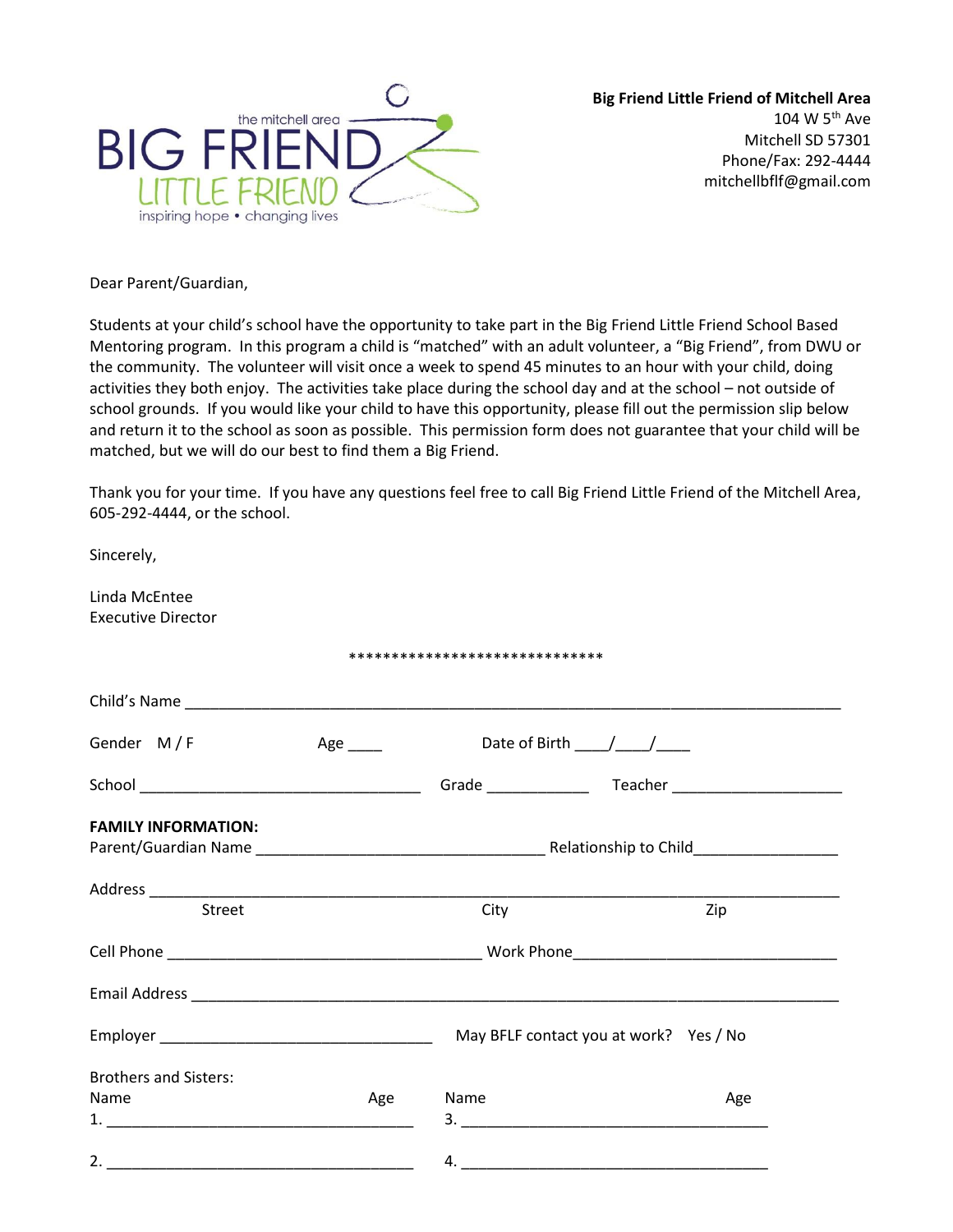the mitchell area
BIG FRIEND
LITTLE FRIEND
inspiring hope • changing lives

**Big Friend Little Friend of Mitchell Area**
104 W 5th Ave
Mitchell SD 57301
Phone/Fax: 292-4444
mitchellbflf@gmail.com

Dear Parent/Guardian,

Students at your child's school have the opportunity to take part in the Big Friend Little Friend School Based Mentoring program. In this program a child is "matched" with an adult volunteer, a "Big Friend", from DWU or the community. The volunteer will visit once a week to spend 45 minutes to an hour with your child, doing activities they both enjoy. The activities take place during the school day and at the school – not outside of school grounds. If you would like your child to have this opportunity, please fill out the permission slip below and return it to the school as soon as possible. This permission form does not guarantee that your child will be matched, but we will do our best to find them a Big Friend.

Thank you for your time. If you have any questions feel free to call Big Friend Little Friend of the Mitchell Area, 605-292-4444, or the school.

Sincerely,

Linda McEntee
Executive Director

******************************

Child's Name ____________________________________________________________________________

Gender M / F Age ____ Date of Birth ____/____/____

School _________________________________ Grade ____________ Teacher ____________________

**FAMILY INFORMATION:**
Parent/Guardian Name _________________________________ Relationship to Child________________

Address ________________________________________________________________________________
Street City Zip

Cell Phone ____________________________________ Work Phone______________________________

Email Address ___________________________________________________________________________

Employer _________________________________ May BFLF contact you at work? Yes / No

Brothers and Sisters:

Name Age Name Age

1. ____________________________________ 3. ____________________________________

2. ____________________________________ 4. ____________________________________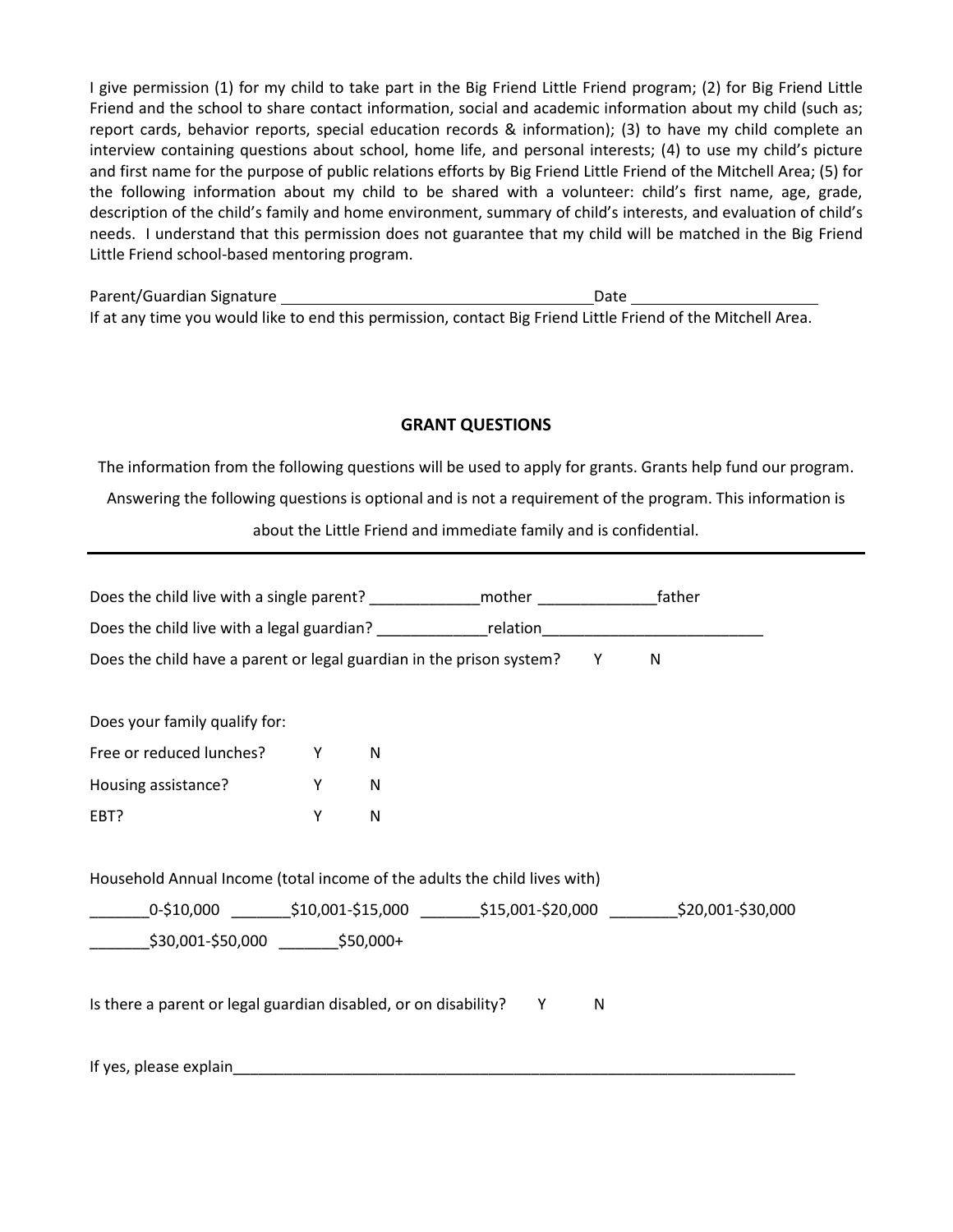I give permission (1) for my child to take part in the Big Friend Little Friend program; (2) for Big Friend Little Friend and the school to share contact information, social and academic information about my child (such as; report cards, behavior reports, special education records & information); (3) to have my child complete an interview containing questions about school, home life, and personal interests; (4) to use my child's picture and first name for the purpose of public relations efforts by Big Friend Little Friend of the Mitchell Area; (5) for the following information about my child to be shared with a volunteer: child's first name, age, grade, description of the child's family and home environment, summary of child's interests, and evaluation of child's needs. I understand that this permission does not guarantee that my child will be matched in the Big Friend Little Friend school-based mentoring program.

Parent/Guardian Signature ______________________________________ Date ______________________

If at any time you would like to end this permission, contact Big Friend Little Friend of the Mitchell Area.

## GRANT QUESTIONS

The information from the following questions will be used to apply for grants. Grants help fund our program. Answering the following questions is optional and is not a requirement of the program. This information is about the Little Friend and immediate family and is confidential.

---

Does the child live with a single parent? _____________mother ______________father

Does the child live with a legal guardian? _____________relation__________________________

Does the child have a parent or legal guardian in the prison system? Y N

Does your family qualify for:

Free or reduced lunches? Y N

Housing assistance? Y N

EBT? Y N

Household Annual Income (total income of the adults the child lives with)

_______0-$10,000 _______$10,001-$15,000 _______$15,001-$20,000 ________$20,001-$30,000

_______$30,001-$50,000 _______$50,000+

Is there a parent or legal guardian disabled, or on disability? Y N

If yes, please explain______________________________________________________________________